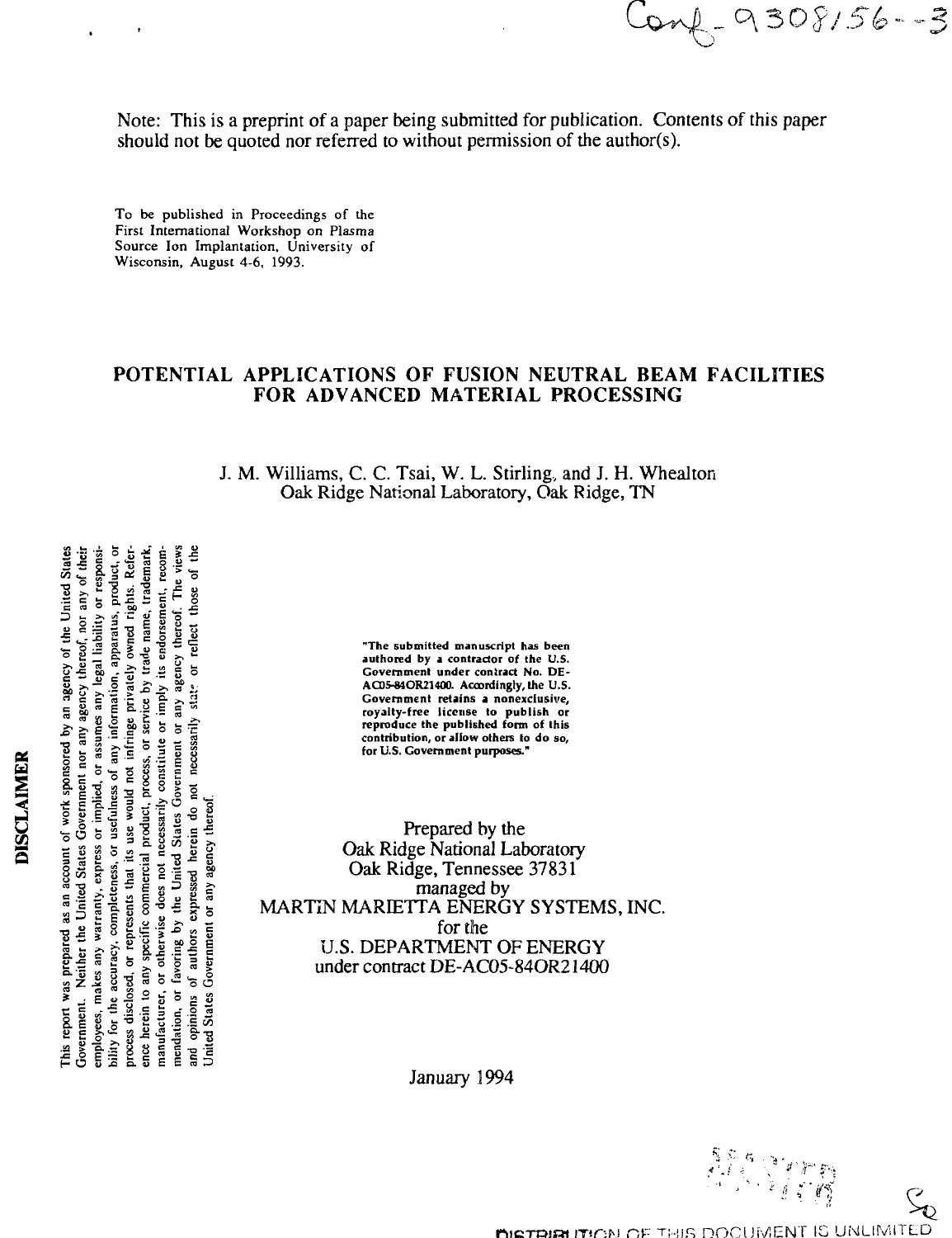Conf-9308156--3

Note: This is a preprint of a paper being submitted for publication. Contents of this paper should not be quoted nor referred to without permission of the author(s).

To be published in Proceedings of the First International Workshop on Plasma Source Ion Implantation, University of Wisconsin, August 4-6, 1993.

# POTENTIAL APPLICATIONS OF FUSION NEUTRAL BEAM FACILITIES FOR ADVANCED MATERIAL PROCESSING

J. M. Williams, C. C. Tsai, W. L. Stirling, and J. H. Whealton
Oak Ridge National Laboratory, Oak Ridge, TN

**DISCLAIMER**

This report was prepared as an account of work sponsored by an agency of the United States Government. Neither the United States Government nor any agency thereof, nor any of their employees, makes any warranty, express or implied, or assumes any legal liability or responsibility for the accuracy, completeness, or usefulness of any information, apparatus, product, or process disclosed, or represents that its use would not infringe privately owned rights. Reference herein to any specific commercial product, process, or service by trade name, trademark, manufacturer, or otherwise does not necessarily constitute or imply its endorsement, recommendation, or favoring by the United States Government or any agency thereof. The views and opinions of authors expressed herein do not necessarily state or reflect those of the United States Government or any agency thereof.

"The submitted manuscript has been authored by a contractor of the U.S. Government under contract No. DE-AC05-84OR21400. Accordingly, the U.S. Government retains a nonexclusive, royalty-free license to publish or reproduce the published form of this contribution, or allow others to do so, for U.S. Government purposes."

Prepared by the
Oak Ridge National Laboratory
Oak Ridge, Tennessee 37831
managed by
MARTIN MARIETTA ENERGY SYSTEMS, INC.
for the
U.S. DEPARTMENT OF ENERGY
under contract DE-AC05-84OR21400

January 1994

DISTRIBUTION OF THIS DOCUMENT IS UNLIMITED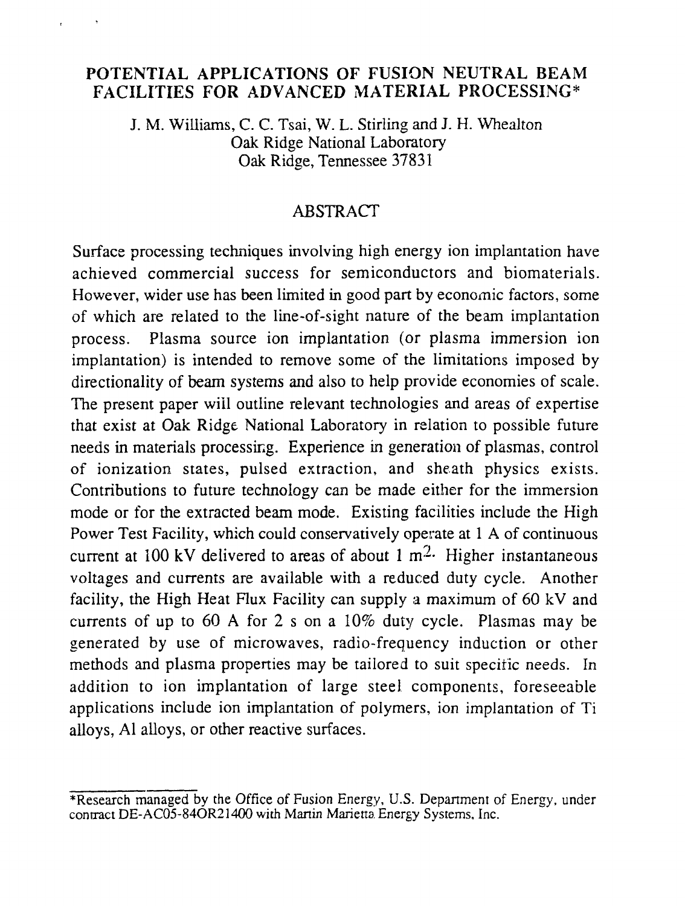# POTENTIAL APPLICATIONS OF FUSION NEUTRAL BEAM FACILITIES FOR ADVANCED MATERIAL PROCESSING*

J. M. Williams, C. C. Tsai, W. L. Stirling and J. H. Whealton
Oak Ridge National Laboratory
Oak Ridge, Tennessee 37831

## ABSTRACT

Surface processing techniques involving high energy ion implantation have achieved commercial success for semiconductors and biomaterials. However, wider use has been limited in good part by economic factors, some of which are related to the line-of-sight nature of the beam implantation process. Plasma source ion implantation (or plasma immersion ion implantation) is intended to remove some of the limitations imposed by directionality of beam systems and also to help provide economies of scale. The present paper will outline relevant technologies and areas of expertise that exist at Oak Ridge National Laboratory in relation to possible future needs in materials processing. Experience in generation of plasmas, control of ionization states, pulsed extraction, and sheath physics exists. Contributions to future technology can be made either for the immersion mode or for the extracted beam mode. Existing facilities include the High Power Test Facility, which could conservatively operate at 1 A of continuous current at 100 kV delivered to areas of about 1 $m^2$. Higher instantaneous voltages and currents are available with a reduced duty cycle. Another facility, the High Heat Flux Facility can supply a maximum of 60 kV and currents of up to 60 A for 2 s on a 10% duty cycle. Plasmas may be generated by use of microwaves, radio-frequency induction or other methods and plasma properties may be tailored to suit specific needs. In addition to ion implantation of large steel components, foreseeable applications include ion implantation of polymers, ion implantation of Ti alloys, Al alloys, or other reactive surfaces.

---

*Research managed by the Office of Fusion Energy, U.S. Department of Energy, under contract DE-AC05-84OR21400 with Martin Marietta Energy Systems, Inc.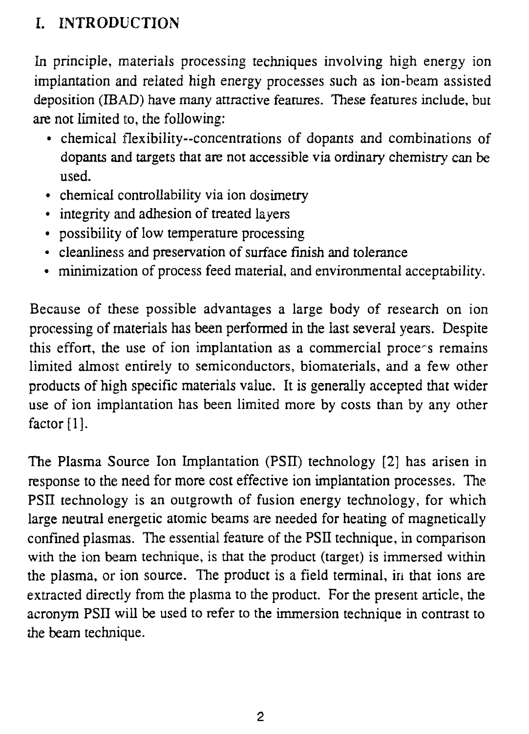## I. INTRODUCTION

In principle, materials processing techniques involving high energy ion implantation and related high energy processes such as ion-beam assisted deposition (IBAD) have many attractive features. These features include, but are not limited to, the following:

- chemical flexibility--concentrations of dopants and combinations of dopants and targets that are not accessible via ordinary chemistry can be used.
- chemical controllability via ion dosimetry
- integrity and adhesion of treated layers
- possibility of low temperature processing
- cleanliness and preservation of surface finish and tolerance
- minimization of process feed material, and environmental acceptability.

Because of these possible advantages a large body of research on ion processing of materials has been performed in the last several years. Despite this effort, the use of ion implantation as a commercial process remains limited almost entirely to semiconductors, biomaterials, and a few other products of high specific materials value. It is generally accepted that wider use of ion implantation has been limited more by costs than by any other factor [1].

The Plasma Source Ion Implantation (PSII) technology [2] has arisen in response to the need for more cost effective ion implantation processes. The PSII technology is an outgrowth of fusion energy technology, for which large neutral energetic atomic beams are needed for heating of magnetically confined plasmas. The essential feature of the PSII technique, in comparison with the ion beam technique, is that the product (target) is immersed within the plasma, or ion source. The product is a field terminal, in that ions are extracted directly from the plasma to the product. For the present article, the acronym PSII will be used to refer to the immersion technique in contrast to the beam technique.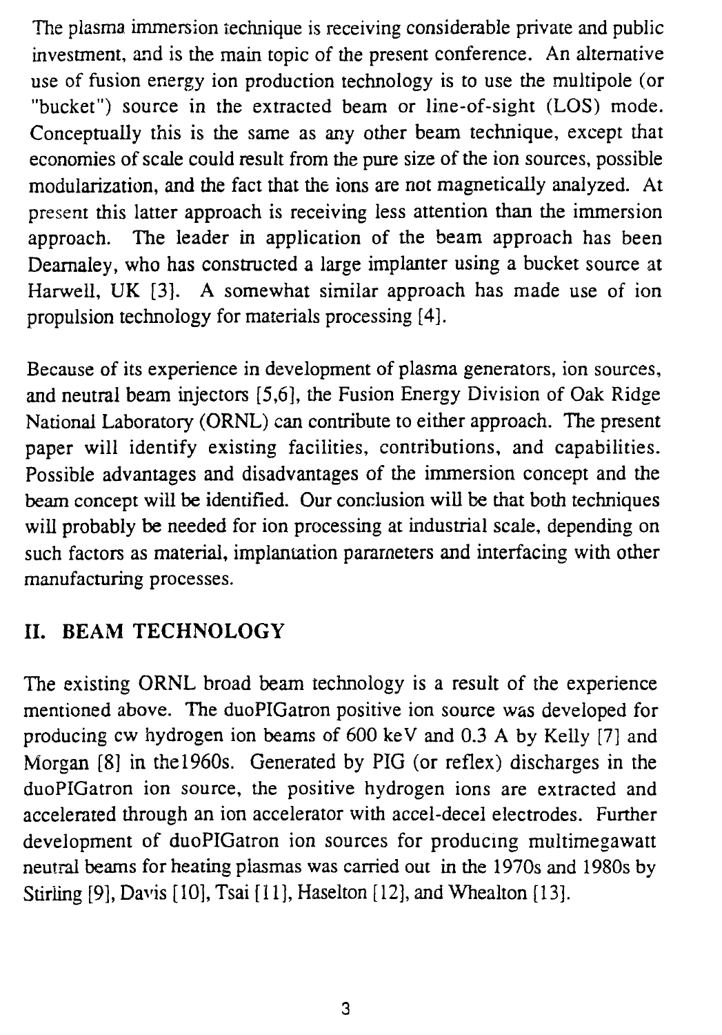The plasma immersion technique is receiving considerable private and public investment, and is the main topic of the present conference. An alternative use of fusion energy ion production technology is to use the multipole (or "bucket") source in the extracted beam or line-of-sight (LOS) mode. Conceptually this is the same as any other beam technique, except that economies of scale could result from the pure size of the ion sources, possible modularization, and the fact that the ions are not magnetically analyzed. At present this latter approach is receiving less attention than the immersion approach. The leader in application of the beam approach has been Dearnaley, who has constructed a large implanter using a bucket source at Harwell, UK [3]. A somewhat similar approach has made use of ion propulsion technology for materials processing [4].

Because of its experience in development of plasma generators, ion sources, and neutral beam injectors [5,6], the Fusion Energy Division of Oak Ridge National Laboratory (ORNL) can contribute to either approach. The present paper will identify existing facilities, contributions, and capabilities. Possible advantages and disadvantages of the immersion concept and the beam concept will be identified. Our conclusion will be that both techniques will probably be needed for ion processing at industrial scale, depending on such factors as material, implantation parameters and interfacing with other manufacturing processes.

## II. BEAM TECHNOLOGY

The existing ORNL broad beam technology is a result of the experience mentioned above. The duoPIGatron positive ion source was developed for producing cw hydrogen ion beams of 600 keV and 0.3 A by Kelly [7] and Morgan [8] in the1960s. Generated by PIG (or reflex) discharges in the duoPIGatron ion source, the positive hydrogen ions are extracted and accelerated through an ion accelerator with accel-decel electrodes. Further development of duoPIGatron ion sources for producing multimegawatt neutral beams for heating plasmas was carried out in the 1970s and 1980s by Stirling [9], Davis [10], Tsai [11], Haselton [12], and Whealton [13].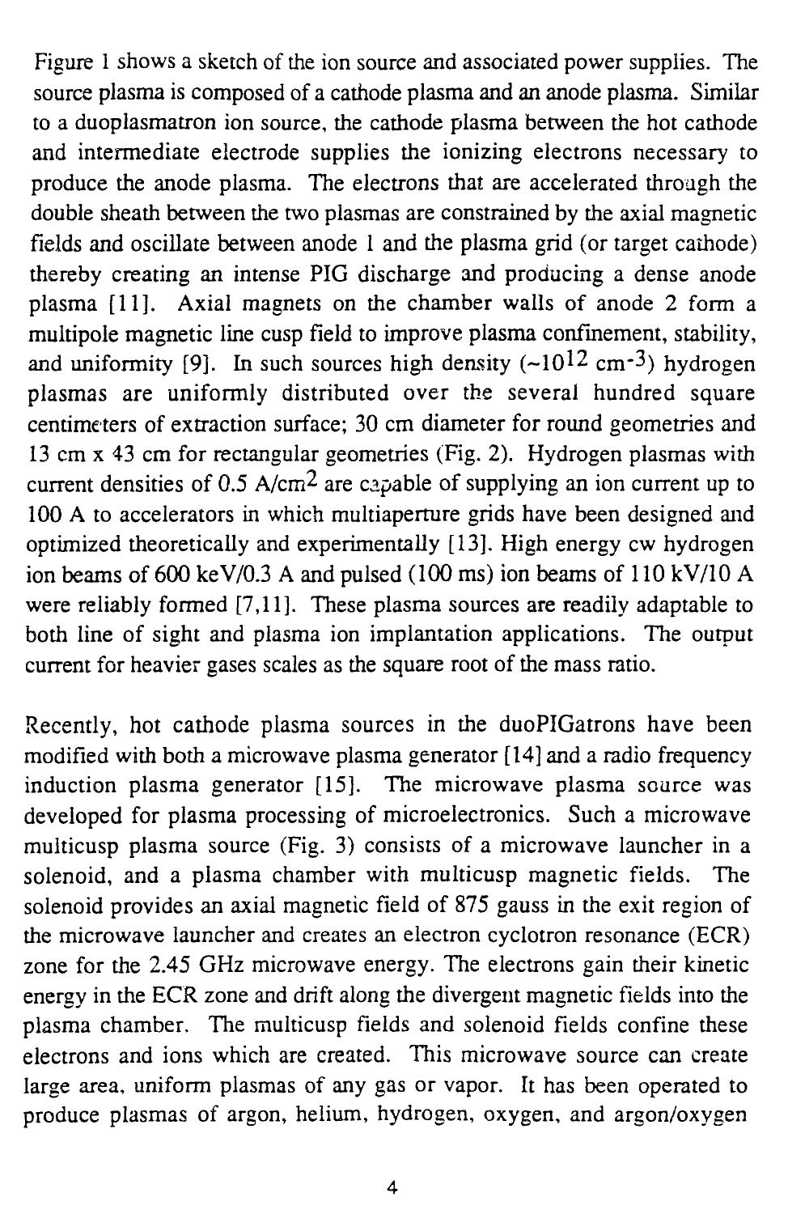Figure 1 shows a sketch of the ion source and associated power supplies. The source plasma is composed of a cathode plasma and an anode plasma. Similar to a duoplasmatron ion source, the cathode plasma between the hot cathode and intermediate electrode supplies the ionizing electrons necessary to produce the anode plasma. The electrons that are accelerated through the double sheath between the two plasmas are constrained by the axial magnetic fields and oscillate between anode 1 and the plasma grid (or target cathode) thereby creating an intense PIG discharge and producing a dense anode plasma [11]. Axial magnets on the chamber walls of anode 2 form a multipole magnetic line cusp field to improve plasma confinement, stability, and uniformity [9]. In such sources high density ($\sim 10^{12}$ cm$^{-3}$) hydrogen plasmas are uniformly distributed over the several hundred square centimeters of extraction surface; 30 cm diameter for round geometries and 13 cm x 43 cm for rectangular geometries (Fig. 2). Hydrogen plasmas with current densities of 0.5 A/cm$^2$ are capable of supplying an ion current up to 100 A to accelerators in which multiaperture grids have been designed and optimized theoretically and experimentally [13]. High energy cw hydrogen ion beams of 600 keV/0.3 A and pulsed (100 ms) ion beams of 110 kV/10 A were reliably formed [7,11]. These plasma sources are readily adaptable to both line of sight and plasma ion implantation applications. The output current for heavier gases scales as the square root of the mass ratio.

Recently, hot cathode plasma sources in the duoPIGatrons have been modified with both a microwave plasma generator [14] and a radio frequency induction plasma generator [15]. The microwave plasma source was developed for plasma processing of microelectronics. Such a microwave multicusp plasma source (Fig. 3) consists of a microwave launcher in a solenoid, and a plasma chamber with multicusp magnetic fields. The solenoid provides an axial magnetic field of 875 gauss in the exit region of the microwave launcher and creates an electron cyclotron resonance (ECR) zone for the 2.45 GHz microwave energy. The electrons gain their kinetic energy in the ECR zone and drift along the divergent magnetic fields into the plasma chamber. The multicusp fields and solenoid fields confine these electrons and ions which are created. This microwave source can create large area, uniform plasmas of any gas or vapor. It has been operated to produce plasmas of argon, helium, hydrogen, oxygen, and argon/oxygen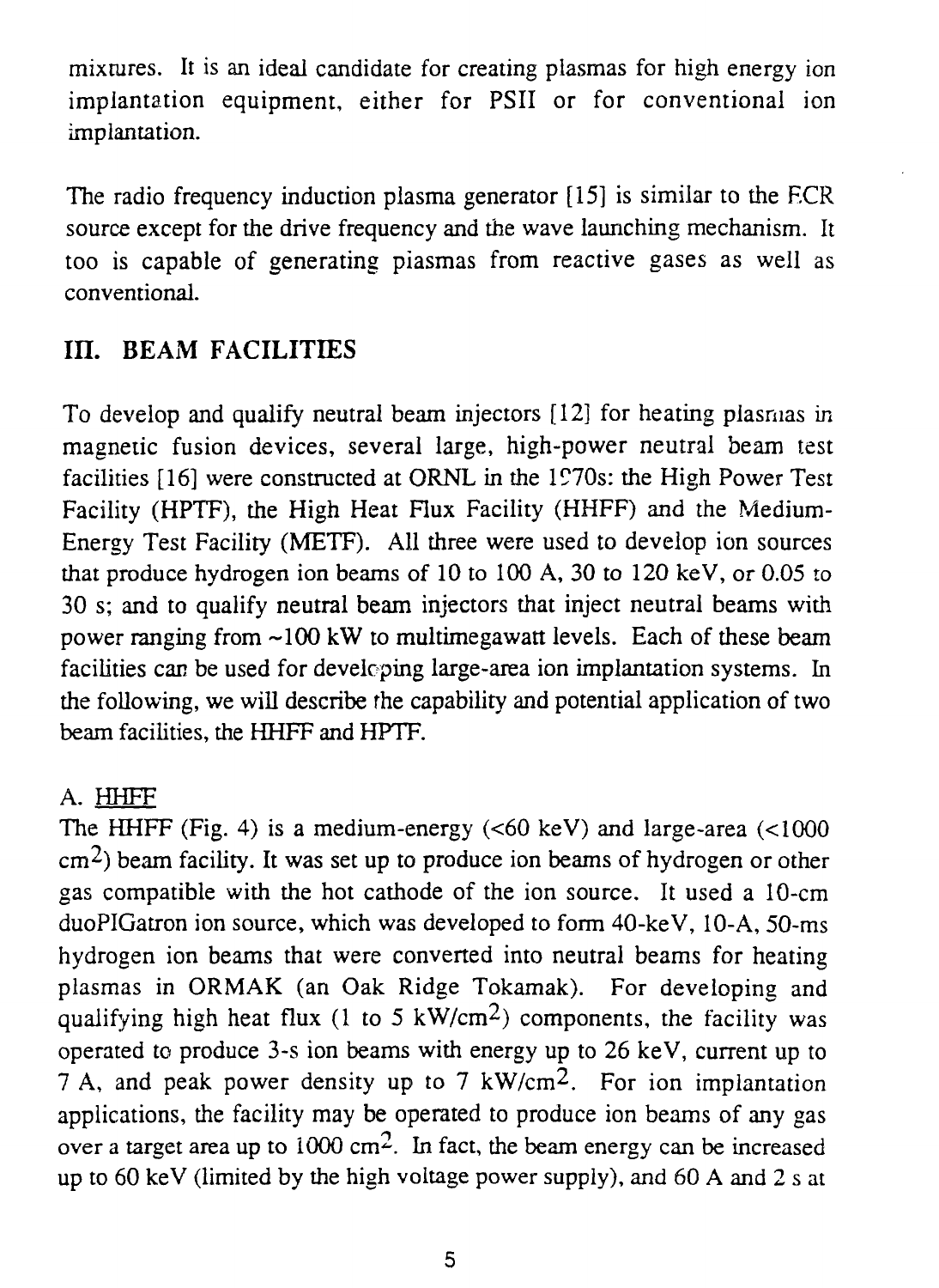mixtures. It is an ideal candidate for creating plasmas for high energy ion implantation equipment, either for PSII or for conventional ion implantation.

The radio frequency induction plasma generator [15] is similar to the ECR source except for the drive frequency and the wave launching mechanism. It too is capable of generating plasmas from reactive gases as well as conventional.

## III. BEAM FACILITIES

To develop and qualify neutral beam injectors [12] for heating plasmas in magnetic fusion devices, several large, high-power neutral beam test facilities [16] were constructed at ORNL in the 1970s: the High Power Test Facility (HPTF), the High Heat Flux Facility (HHFF) and the Medium-Energy Test Facility (METF). All three were used to develop ion sources that produce hydrogen ion beams of 10 to 100 A, 30 to 120 keV, or 0.05 to 30 s; and to qualify neutral beam injectors that inject neutral beams with power ranging from ~100 kW to multimegawatt levels. Each of these beam facilities can be used for developing large-area ion implantation systems. In the following, we will describe the capability and potential application of two beam facilities, the HHFF and HPTF.

### A. <u>HHFF</u>

The HHFF (Fig. 4) is a medium-energy (<60 keV) and large-area (<1000 $cm^2$) beam facility. It was set up to produce ion beams of hydrogen or other gas compatible with the hot cathode of the ion source. It used a 10-cm duoPIGatron ion source, which was developed to form 40-keV, 10-A, 50-ms hydrogen ion beams that were converted into neutral beams for heating plasmas in ORMAK (an Oak Ridge Tokamak). For developing and qualifying high heat flux (1 to 5 $kW/cm^2$) components, the facility was operated to produce 3-s ion beams with energy up to 26 keV, current up to 7 A, and peak power density up to 7 $kW/cm^2$. For ion implantation applications, the facility may be operated to produce ion beams of any gas over a target area up to 1000 $cm^2$. In fact, the beam energy can be increased up to 60 keV (limited by the high voltage power supply), and 60 A and 2 s at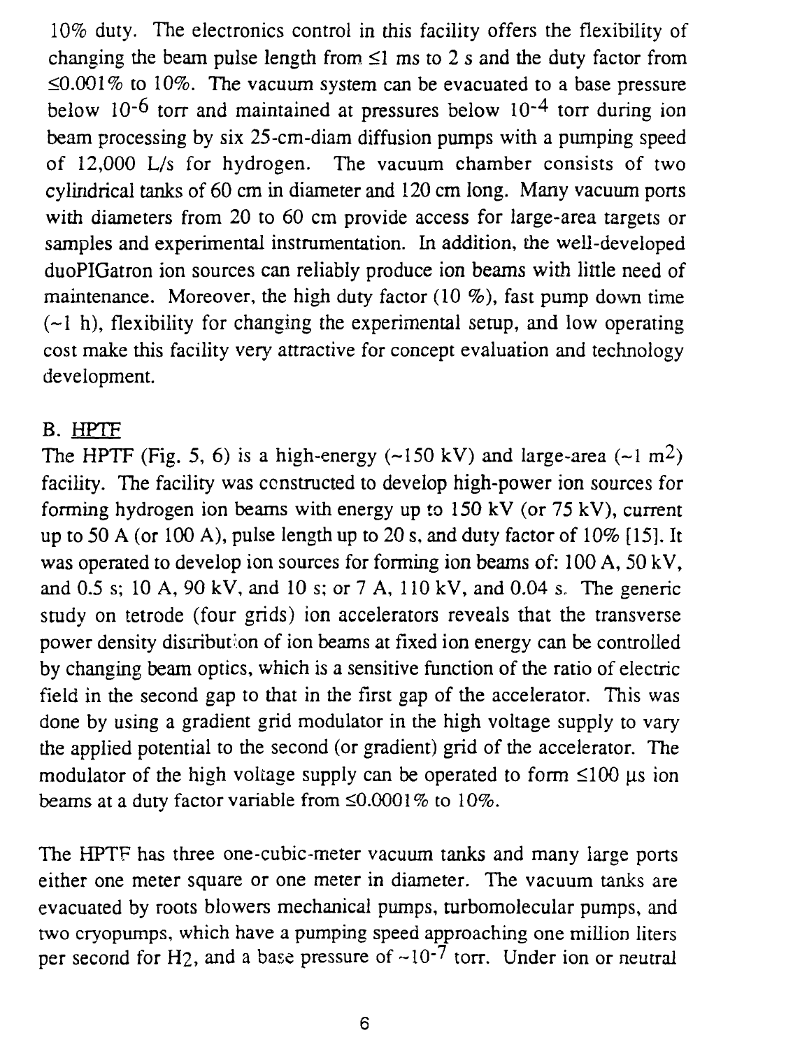10% duty. The electronics control in this facility offers the flexibility of changing the beam pulse length from ≤1 ms to 2 s and the duty factor from ≤0.001% to 10%. The vacuum system can be evacuated to a base pressure below $10^{-6}$ torr and maintained at pressures below $10^{-4}$ torr during ion beam processing by six 25-cm-diam diffusion pumps with a pumping speed of 12,000 L/s for hydrogen. The vacuum chamber consists of two cylindrical tanks of 60 cm in diameter and 120 cm long. Many vacuum ports with diameters from 20 to 60 cm provide access for large-area targets or samples and experimental instrumentation. In addition, the well-developed duoPIGatron ion sources can reliably produce ion beams with little need of maintenance. Moreover, the high duty factor (10 %), fast pump down time (~1 h), flexibility for changing the experimental setup, and low operating cost make this facility very attractive for concept evaluation and technology development.

B. HPTF

The HPTF (Fig. 5, 6) is a high-energy (~150 kV) and large-area (~1 $m^2$) facility. The facility was constructed to develop high-power ion sources for forming hydrogen ion beams with energy up to 150 kV (or 75 kV), current up to 50 A (or 100 A), pulse length up to 20 s, and duty factor of 10% [15]. It was operated to develop ion sources for forming ion beams of: 100 A, 50 kV, and 0.5 s; 10 A, 90 kV, and 10 s; or 7 A, 110 kV, and 0.04 s. The generic study on tetrode (four grids) ion accelerators reveals that the transverse power density distribution of ion beams at fixed ion energy can be controlled by changing beam optics, which is a sensitive function of the ratio of electric field in the second gap to that in the first gap of the accelerator. This was done by using a gradient grid modulator in the high voltage supply to vary the applied potential to the second (or gradient) grid of the accelerator. The modulator of the high voltage supply can be operated to form ≤100 μs ion beams at a duty factor variable from ≤0.0001% to 10%.

The HPTF has three one-cubic-meter vacuum tanks and many large ports either one meter square or one meter in diameter. The vacuum tanks are evacuated by roots blowers mechanical pumps, turbomolecular pumps, and two cryopumps, which have a pumping speed approaching one million liters per second for $H_2$, and a base pressure of ~$10^{-7}$ torr. Under ion or neutral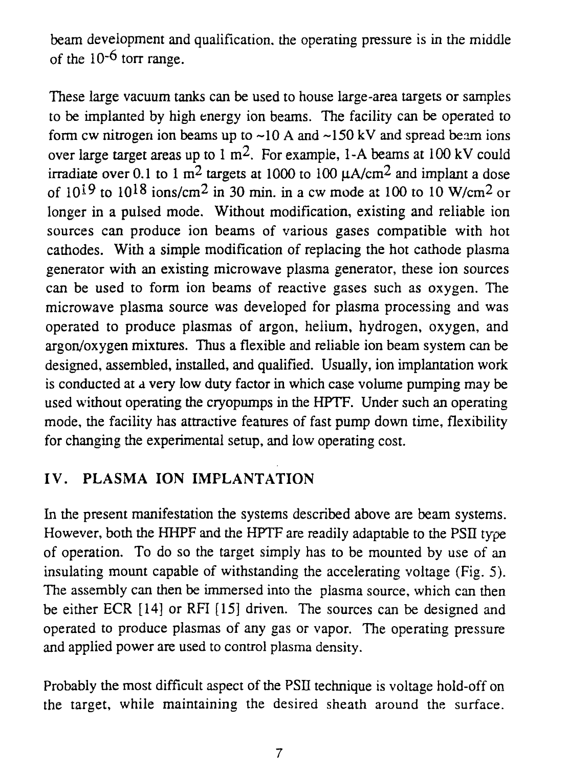beam development and qualification, the operating pressure is in the middle of the $10^{-6}$ torr range.

These large vacuum tanks can be used to house large-area targets or samples to be implanted by high energy ion beams. The facility can be operated to form cw nitrogen ion beams up to ~10 A and ~150 kV and spread beam ions over large target areas up to 1 $m^2$. For example, 1-A beams at 100 kV could irradiate over 0.1 to 1 $m^2$ targets at 1000 to 100 $\mu A/cm^2$ and implant a dose of $10^{19}$ to $10^{18}$ ions/$cm^2$ in 30 min. in a cw mode at 100 to 10 W/$cm^2$ or longer in a pulsed mode. Without modification, existing and reliable ion sources can produce ion beams of various gases compatible with hot cathodes. With a simple modification of replacing the hot cathode plasma generator with an existing microwave plasma generator, these ion sources can be used to form ion beams of reactive gases such as oxygen. The microwave plasma source was developed for plasma processing and was operated to produce plasmas of argon, helium, hydrogen, oxygen, and argon/oxygen mixtures. Thus a flexible and reliable ion beam system can be designed, assembled, installed, and qualified. Usually, ion implantation work is conducted at a very low duty factor in which case volume pumping may be used without operating the cryopumps in the HPTF. Under such an operating mode, the facility has attractive features of fast pump down time, flexibility for changing the experimental setup, and low operating cost.

## IV. PLASMA ION IMPLANTATION

In the present manifestation the systems described above are beam systems. However, both the HHPF and the HPTF are readily adaptable to the PSII type of operation. To do so the target simply has to be mounted by use of an insulating mount capable of withstanding the accelerating voltage (Fig. 5). The assembly can then be immersed into the plasma source, which can then be either ECR [14] or RFI [15] driven. The sources can be designed and operated to produce plasmas of any gas or vapor. The operating pressure and applied power are used to control plasma density.

Probably the most difficult aspect of the PSII technique is voltage hold-off on the target, while maintaining the desired sheath around the surface.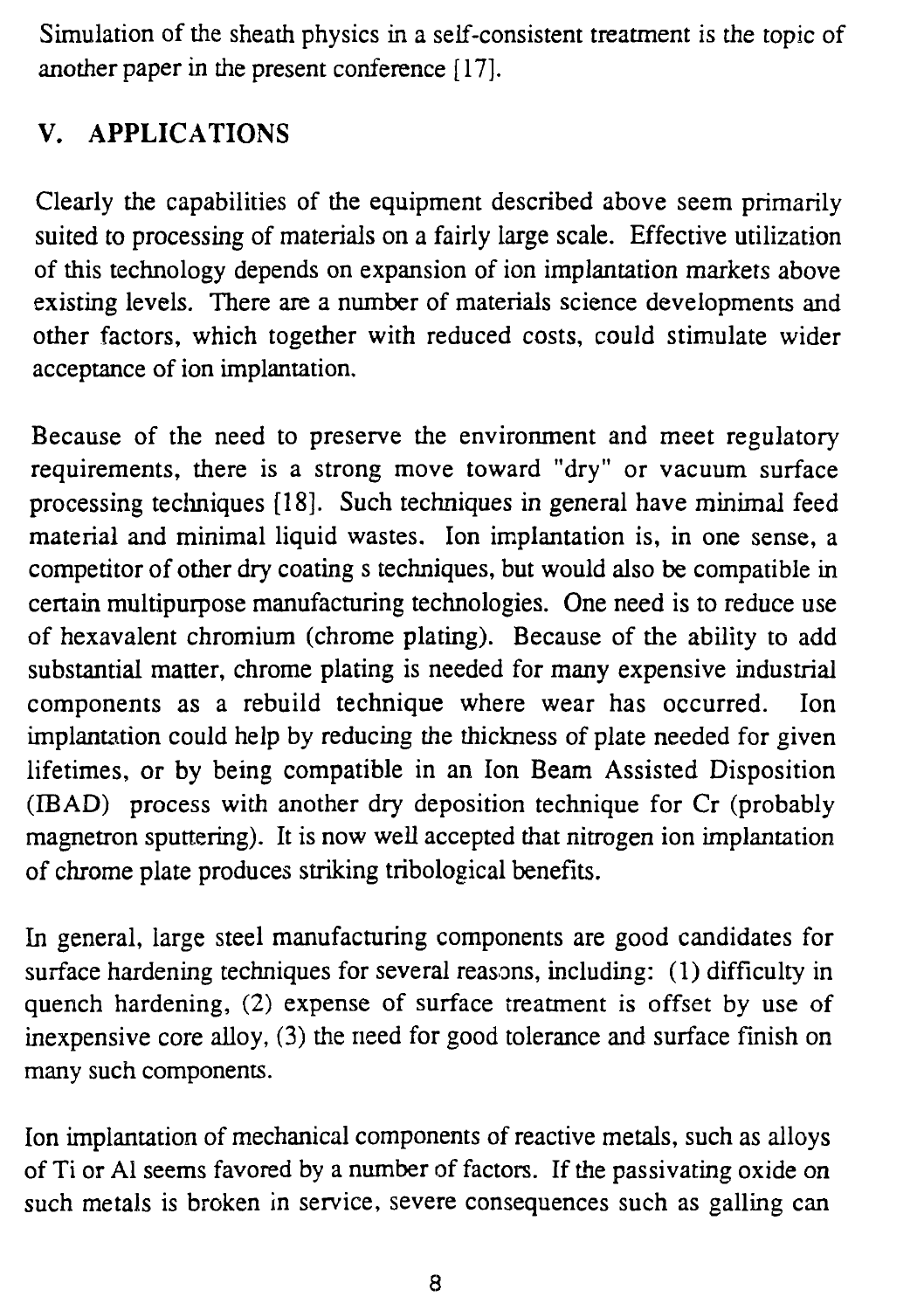Simulation of the sheath physics in a self-consistent treatment is the topic of another paper in the present conference [17].

## V. APPLICATIONS

Clearly the capabilities of the equipment described above seem primarily suited to processing of materials on a fairly large scale. Effective utilization of this technology depends on expansion of ion implantation markets above existing levels. There are a number of materials science developments and other factors, which together with reduced costs, could stimulate wider acceptance of ion implantation.

Because of the need to preserve the environment and meet regulatory requirements, there is a strong move toward "dry" or vacuum surface processing techniques [18]. Such techniques in general have minimal feed material and minimal liquid wastes. Ion implantation is, in one sense, a competitor of other dry coating s techniques, but would also be compatible in certain multipurpose manufacturing technologies. One need is to reduce use of hexavalent chromium (chrome plating). Because of the ability to add substantial matter, chrome plating is needed for many expensive industrial components as a rebuild technique where wear has occurred. Ion implantation could help by reducing the thickness of plate needed for given lifetimes, or by being compatible in an Ion Beam Assisted Disposition (IBAD) process with another dry deposition technique for Cr (probably magnetron sputtering). It is now well accepted that nitrogen ion implantation of chrome plate produces striking tribological benefits.

In general, large steel manufacturing components are good candidates for surface hardening techniques for several reasons, including: (1) difficulty in quench hardening, (2) expense of surface treatment is offset by use of inexpensive core alloy, (3) the need for good tolerance and surface finish on many such components.

Ion implantation of mechanical components of reactive metals, such as alloys of Ti or Al seems favored by a number of factors. If the passivating oxide on such metals is broken in service, severe consequences such as galling can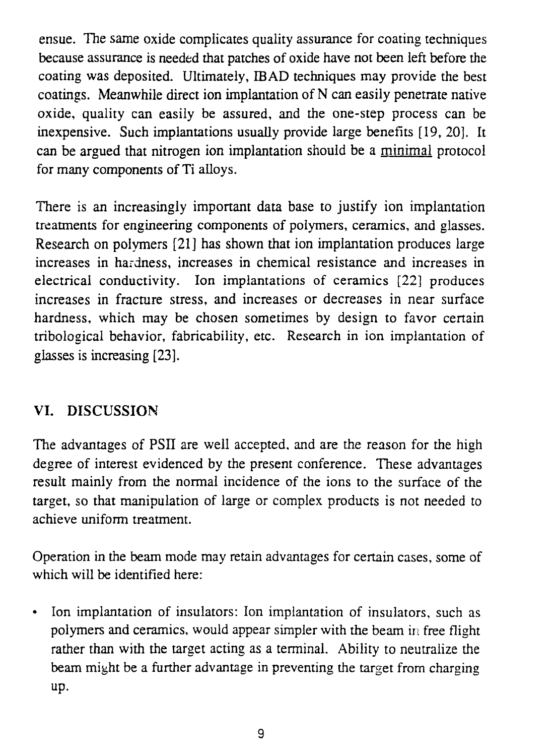ensue. The same oxide complicates quality assurance for coating techniques because assurance is needed that patches of oxide have not been left before the coating was deposited. Ultimately, IBAD techniques may provide the best coatings. Meanwhile direct ion implantation of N can easily penetrate native oxide, quality can easily be assured, and the one-step process can be inexpensive. Such implantations usually provide large benefits [19, 20]. It can be argued that nitrogen ion implantation should be a <u>minimal</u> protocol for many components of Ti alloys.

There is an increasingly important data base to justify ion implantation treatments for engineering components of polymers, ceramics, and glasses. Research on polymers [21] has shown that ion implantation produces large increases in hardness, increases in chemical resistance and increases in electrical conductivity. Ion implantations of ceramics [22] produces increases in fracture stress, and increases or decreases in near surface hardness, which may be chosen sometimes by design to favor certain tribological behavior, fabricability, etc. Research in ion implantation of glasses is increasing [23].

## VI. DISCUSSION

The advantages of PSII are well accepted, and are the reason for the high degree of interest evidenced by the present conference. These advantages result mainly from the normal incidence of the ions to the surface of the target, so that manipulation of large or complex products is not needed to achieve uniform treatment.

Operation in the beam mode may retain advantages for certain cases, some of which will be identified here:

- Ion implantation of insulators: Ion implantation of insulators, such as polymers and ceramics, would appear simpler with the beam in free flight rather than with the target acting as a terminal. Ability to neutralize the beam might be a further advantage in preventing the target from charging up.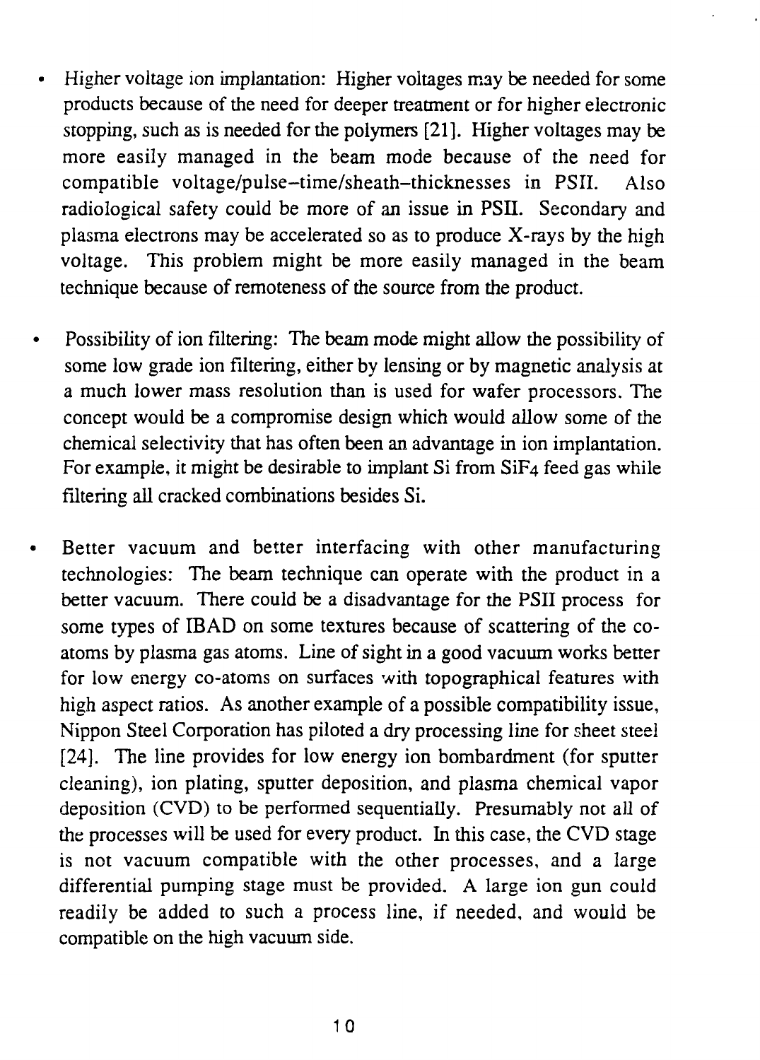- Higher voltage ion implantation: Higher voltages may be needed for some products because of the need for deeper treatment or for higher electronic stopping, such as is needed for the polymers [21]. Higher voltages may be more easily managed in the beam mode because of the need for compatible voltage/pulse–time/sheath–thicknesses in PSII. Also radiological safety could be more of an issue in PSII. Secondary and plasma electrons may be accelerated so as to produce X-rays by the high voltage. This problem might be more easily managed in the beam technique because of remoteness of the source from the product.

- Possibility of ion filtering: The beam mode might allow the possibility of some low grade ion filtering, either by lensing or by magnetic analysis at a much lower mass resolution than is used for wafer processors. The concept would be a compromise design which would allow some of the chemical selectivity that has often been an advantage in ion implantation. For example, it might be desirable to implant Si from $SiF_4$ feed gas while filtering all cracked combinations besides Si.

- Better vacuum and better interfacing with other manufacturing technologies: The beam technique can operate with the product in a better vacuum. There could be a disadvantage for the PSII process for some types of IBAD on some textures because of scattering of the co-atoms by plasma gas atoms. Line of sight in a good vacuum works better for low energy co-atoms on surfaces with topographical features with high aspect ratios. As another example of a possible compatibility issue, Nippon Steel Corporation has piloted a dry processing line for sheet steel [24]. The line provides for low energy ion bombardment (for sputter cleaning), ion plating, sputter deposition, and plasma chemical vapor deposition (CVD) to be performed sequentially. Presumably not all of the processes will be used for every product. In this case, the CVD stage is not vacuum compatible with the other processes, and a large differential pumping stage must be provided. A large ion gun could readily be added to such a process line, if needed, and would be compatible on the high vacuum side.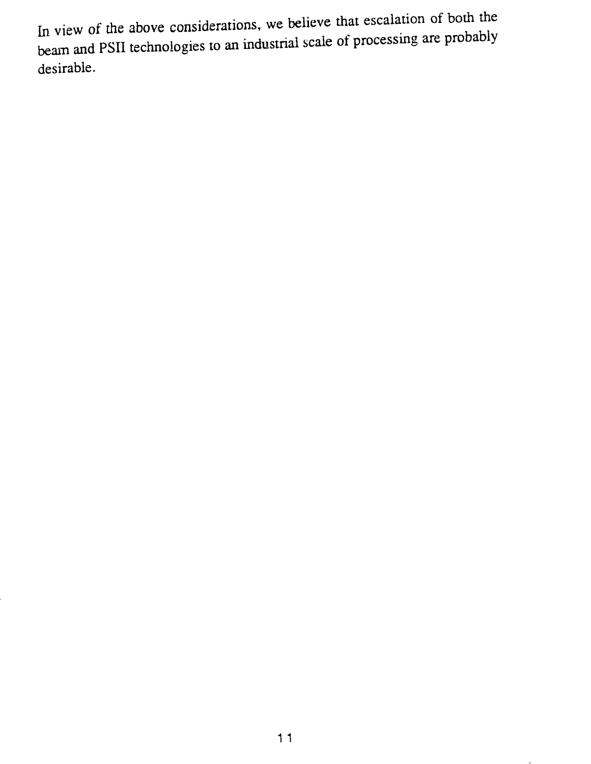In view of the above considerations, we believe that escalation of both the beam and PSII technologies to an industrial scale of processing are probably desirable.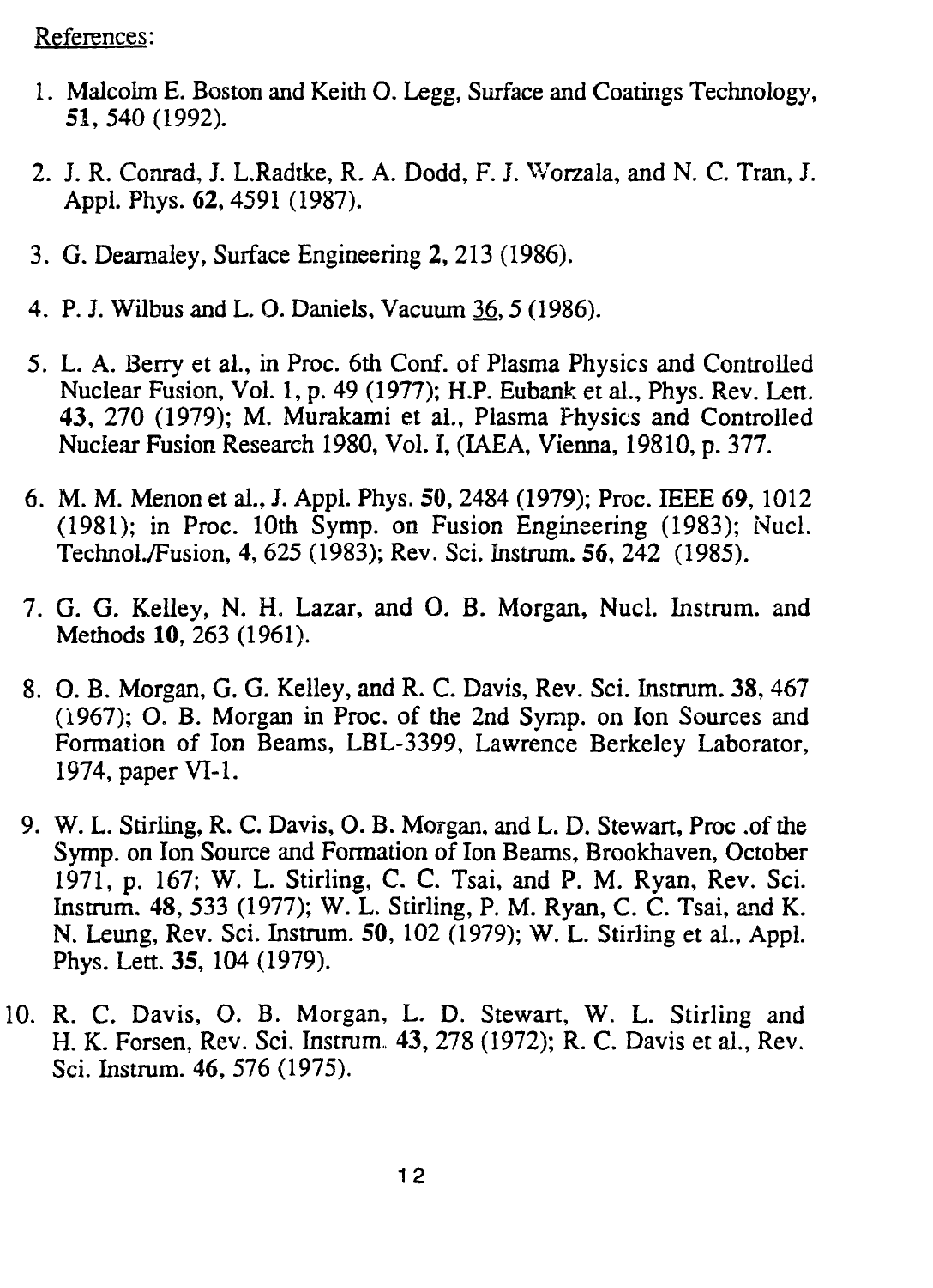References:

1. Malcolm E. Boston and Keith O. Legg, Surface and Coatings Technology, **51**, 540 (1992).
2. J. R. Conrad, J. L.Radtke, R. A. Dodd, F. J. Worzala, and N. C. Tran, J. Appl. Phys. **62**, 4591 (1987).
3. G. Dearnaley, Surface Engineering **2**, 213 (1986).
4. P. J. Wilbus and L. O. Daniels, Vacuum 36, 5 (1986).
5. L. A. Berry et al., in Proc. 6th Conf. of Plasma Physics and Controlled Nuclear Fusion, Vol. 1, p. 49 (1977); H.P. Eubank et al., Phys. Rev. Lett. **43**, 270 (1979); M. Murakami et al., Plasma Physics and Controlled Nuclear Fusion Research 1980, Vol. I, (IAEA, Vienna, 19810, p. 377.
6. M. M. Menon et al., J. Appl. Phys. **50**, 2484 (1979); Proc. IEEE **69**, 1012 (1981); in Proc. 10th Symp. on Fusion Engineering (1983); Nucl. Technol./Fusion, **4**, 625 (1983); Rev. Sci. Instrum. **56**, 242 (1985).
7. G. G. Kelley, N. H. Lazar, and O. B. Morgan, Nucl. Instrum. and Methods **10**, 263 (1961).
8. O. B. Morgan, G. G. Kelley, and R. C. Davis, Rev. Sci. Instrum. **38**, 467 (1967); O. B. Morgan in Proc. of the 2nd Symp. on Ion Sources and Formation of Ion Beams, LBL-3399, Lawrence Berkeley Laborator, 1974, paper VI-1.
9. W. L. Stirling, R. C. Davis, O. B. Morgan, and L. D. Stewart, Proc .of the Symp. on Ion Source and Formation of Ion Beams, Brookhaven, October 1971, p. 167; W. L. Stirling, C. C. Tsai, and P. M. Ryan, Rev. Sci. Instrum. **48**, 533 (1977); W. L. Stirling, P. M. Ryan, C. C. Tsai, and K. N. Leung, Rev. Sci. Instrum. **50**, 102 (1979); W. L. Stirling et al., Appl. Phys. Lett. **35**, 104 (1979).
10. R. C. Davis, O. B. Morgan, L. D. Stewart, W. L. Stirling and H. K. Forsen, Rev. Sci. Instrum. **43**, 278 (1972); R. C. Davis et al., Rev. Sci. Instrum. **46**, 576 (1975).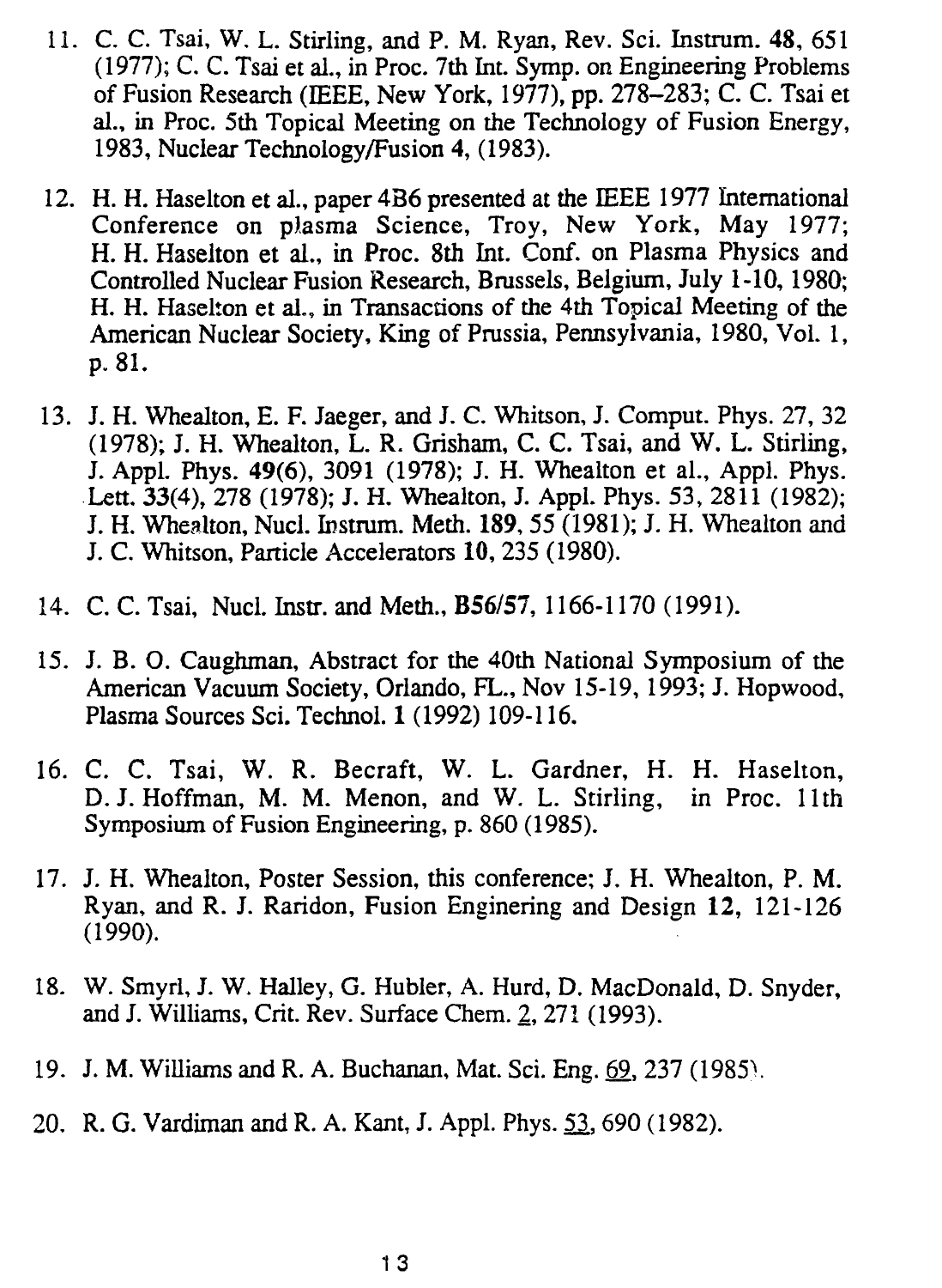11. C. C. Tsai, W. L. Stirling, and P. M. Ryan, Rev. Sci. Instrum. **48**, 651 (1977); C. C. Tsai et al., in Proc. 7th Int. Symp. on Engineering Problems of Fusion Research (IEEE, New York, 1977), pp. 278–283; C. C. Tsai et al., in Proc. 5th Topical Meeting on the Technology of Fusion Energy, 1983, Nuclear Technology/Fusion **4**, (1983).

12. H. H. Haselton et al., paper 4B6 presented at the IEEE 1977 International Conference on plasma Science, Troy, New York, May 1977; H. H. Haselton et al., in Proc. 8th Int. Conf. on Plasma Physics and Controlled Nuclear Fusion Research, Brussels, Belgium, July 1-10, 1980; H. H. Haselton et al., in Transactions of the 4th Topical Meeting of the American Nuclear Society, King of Prussia, Pennsylvania, 1980, Vol. 1, p. 81.

13. J. H. Whealton, E. F. Jaeger, and J. C. Whitson, J. Comput. Phys. 27, 32 (1978); J. H. Whealton, L. R. Grisham, C. C. Tsai, and W. L. Stirling, J. Appl. Phys. **49**(6), 3091 (1978); J. H. Whealton et al., Appl. Phys. Lett. **33**(4), 278 (1978); J. H. Whealton, J. Appl. Phys. 53, 2811 (1982); J. H. Whealton, Nucl. Instrum. Meth. **189**, 55 (1981); J. H. Whealton and J. C. Whitson, Particle Accelerators **10**, 235 (1980).

14. C. C. Tsai, Nucl. Instr. and Meth., **B56/57**, 1166-1170 (1991).

15. J. B. O. Caughman, Abstract for the 40th National Symposium of the American Vacuum Society, Orlando, FL., Nov 15-19, 1993; J. Hopwood, Plasma Sources Sci. Technol. **1** (1992) 109-116.

16. C. C. Tsai, W. R. Becraft, W. L. Gardner, H. H. Haselton, D. J. Hoffman, M. M. Menon, and W. L. Stirling, in Proc. 11th Symposium of Fusion Engineering, p. 860 (1985).

17. J. H. Whealton, Poster Session, this conference; J. H. Whealton, P. M. Ryan, and R. J. Raridon, Fusion Enginering and Design **12**, 121-126 (1990).

18. W. Smyrl, J. W. Halley, G. Hubler, A. Hurd, D. MacDonald, D. Snyder, and J. Williams, Crit. Rev. Surface Chem. 2, 271 (1993).

19. J. M. Williams and R. A. Buchanan, Mat. Sci. Eng. 69, 237 (1985).

20. R. G. Vardiman and R. A. Kant, J. Appl. Phys. 53, 690 (1982).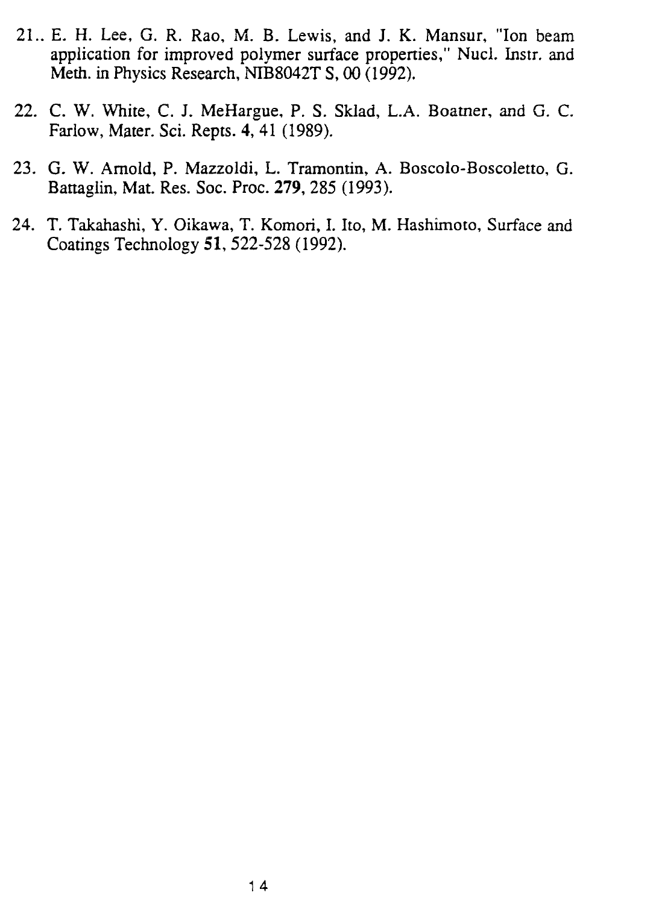21.. E. H. Lee, G. R. Rao, M. B. Lewis, and J. K. Mansur, "Ion beam application for improved polymer surface properties," Nucl. Instr. and Meth. in Physics Research, NIB8042T S, 00 (1992).

22. C. W. White, C. J. MeHargue, P. S. Sklad, L.A. Boatner, and G. C. Farlow, Mater. Sci. Repts. **4**, 41 (1989).

23. G. W. Arnold, P. Mazzoldi, L. Tramontin, A. Boscolo-Boscoletto, G. Battaglin, Mat. Res. Soc. Proc. **279**, 285 (1993).

24. T. Takahashi, Y. Oikawa, T. Komori, I. Ito, M. Hashimoto, Surface and Coatings Technology **51**, 522-528 (1992).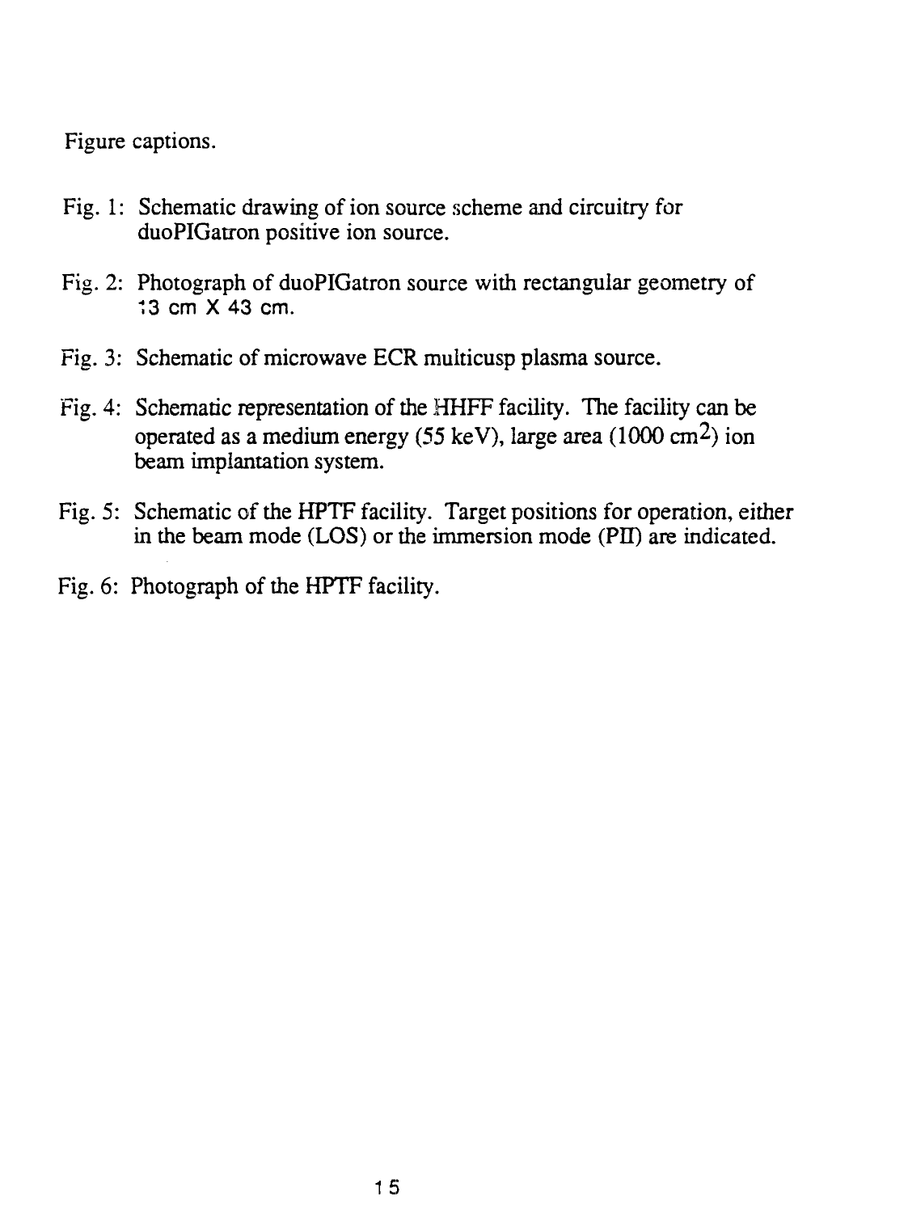Figure captions.

Fig. 1: Schematic drawing of ion source scheme and circuitry for duoPIGatron positive ion source.

Fig. 2: Photograph of duoPIGatron source with rectangular geometry of 13 cm X 43 cm.

Fig. 3: Schematic of microwave ECR multicusp plasma source.

Fig. 4: Schematic representation of the HHFF facility. The facility can be operated as a medium energy (55 keV), large area (1000 $cm^2$) ion beam implantation system.

Fig. 5: Schematic of the HPTF facility. Target positions for operation, either in the beam mode (LOS) or the immersion mode (PII) are indicated.

Fig. 6: Photograph of the HPTF facility.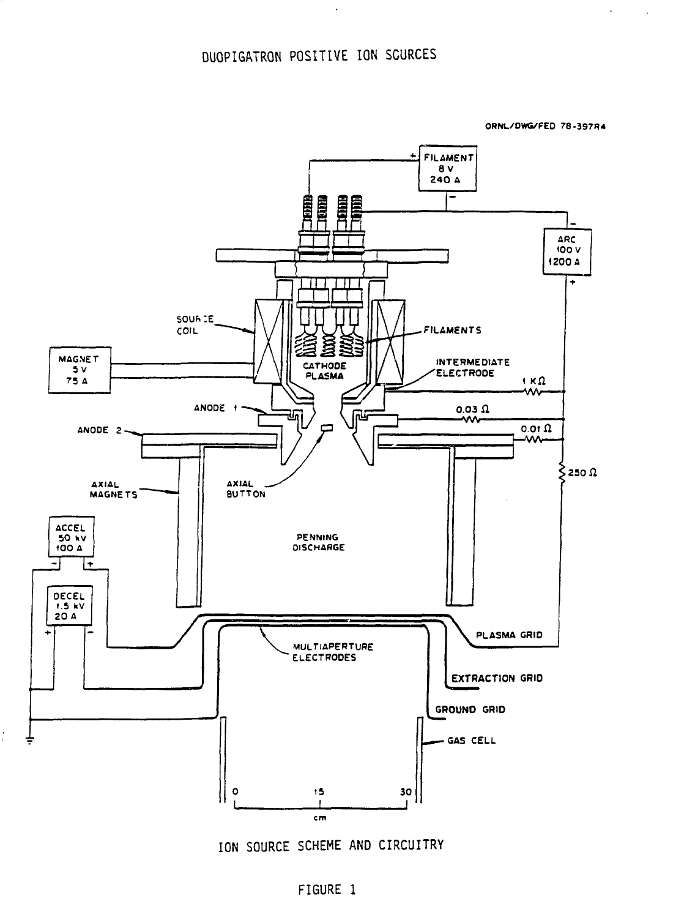DUOPIGATRON POSITIVE ION SOURCES

ION SOURCE SCHEME AND CIRCUITRY

FIGURE 1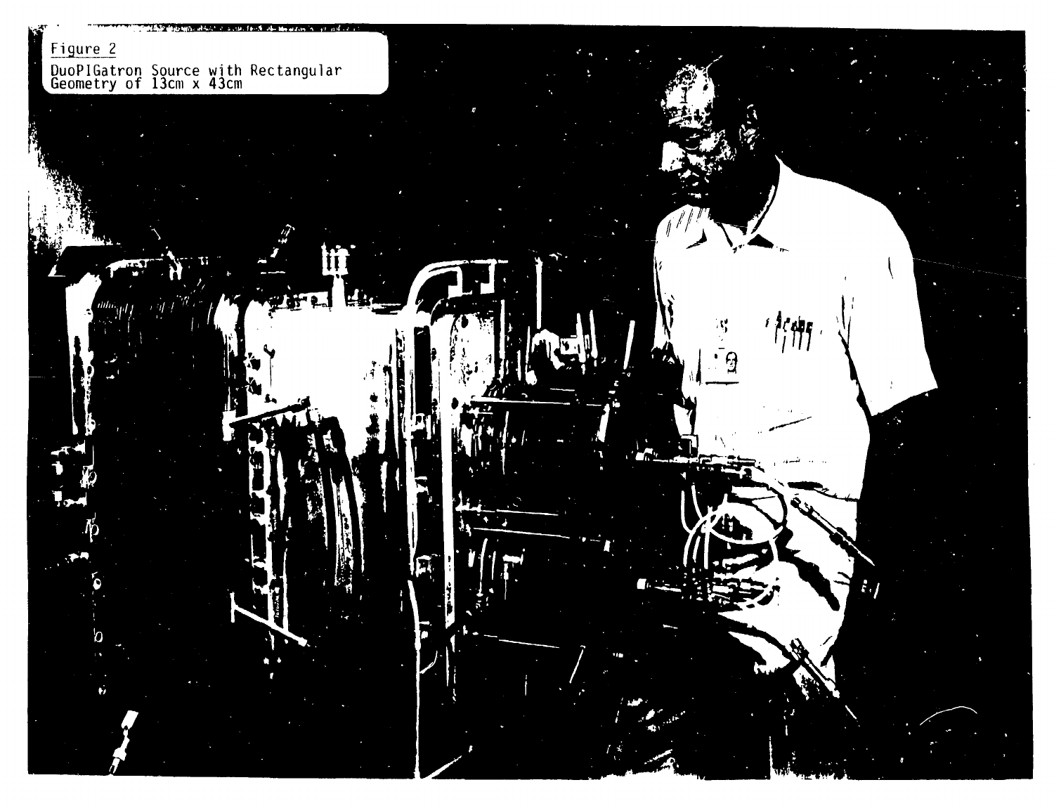Figure 2

DuoPIGatron Source with Rectangular Geometry of 13cm x 43cm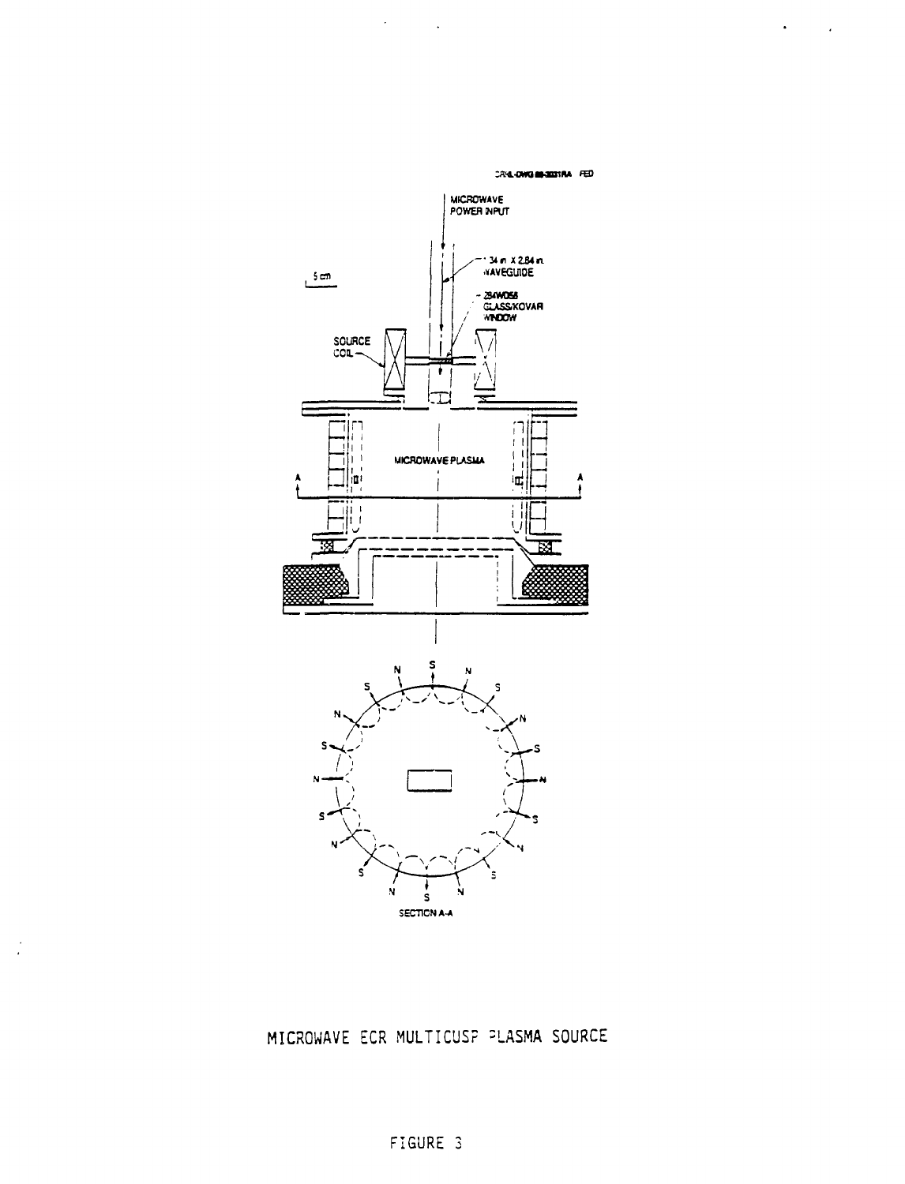MICROWAVE ECR MULTICUSP PLASMA SOURCE

FIGURE 3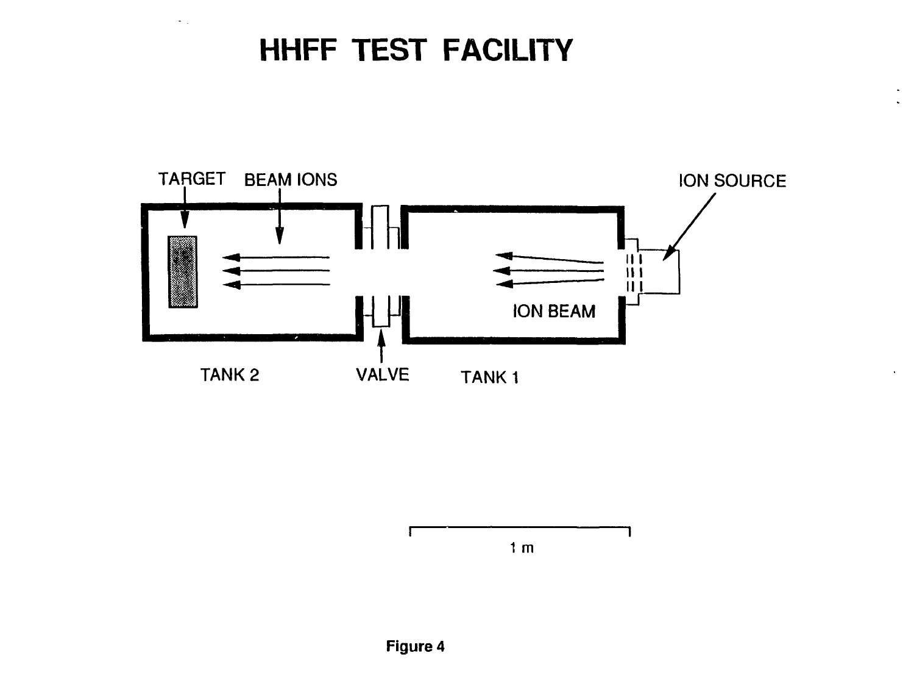# HHFF TEST FACILITY

TARGET BEAM IONS ION SOURCE

ION BEAM

TANK 2 VALVE TANK 1

1 m

**Figure 4**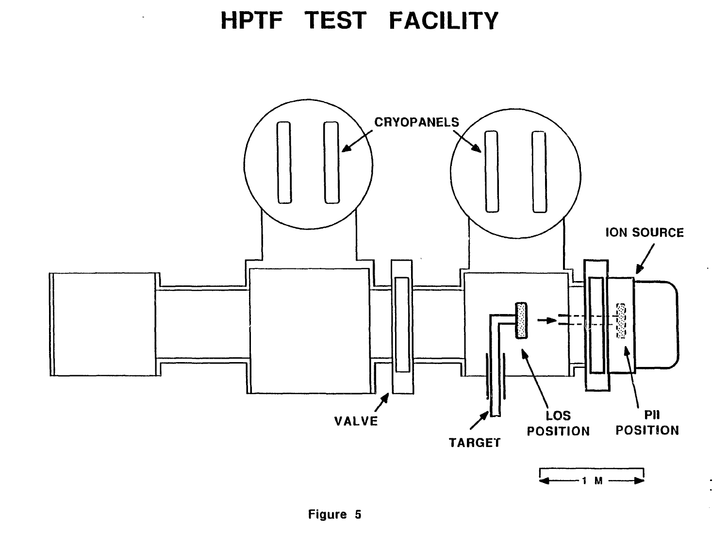# HPTF TEST FACILITY

CRYOPANELS

ION SOURCE

VALVE

TARGET

LOS POSITION

PII POSITION

1 M

Figure 5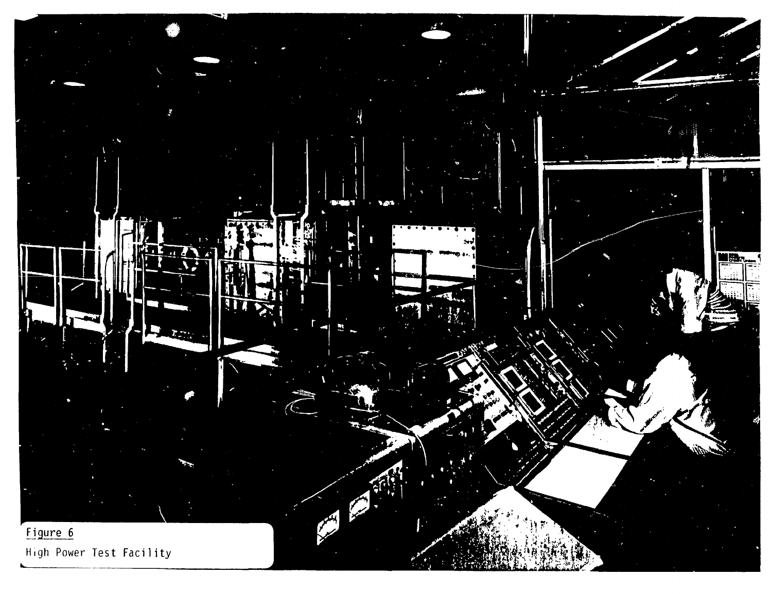Figure 6

High Power Test Facility